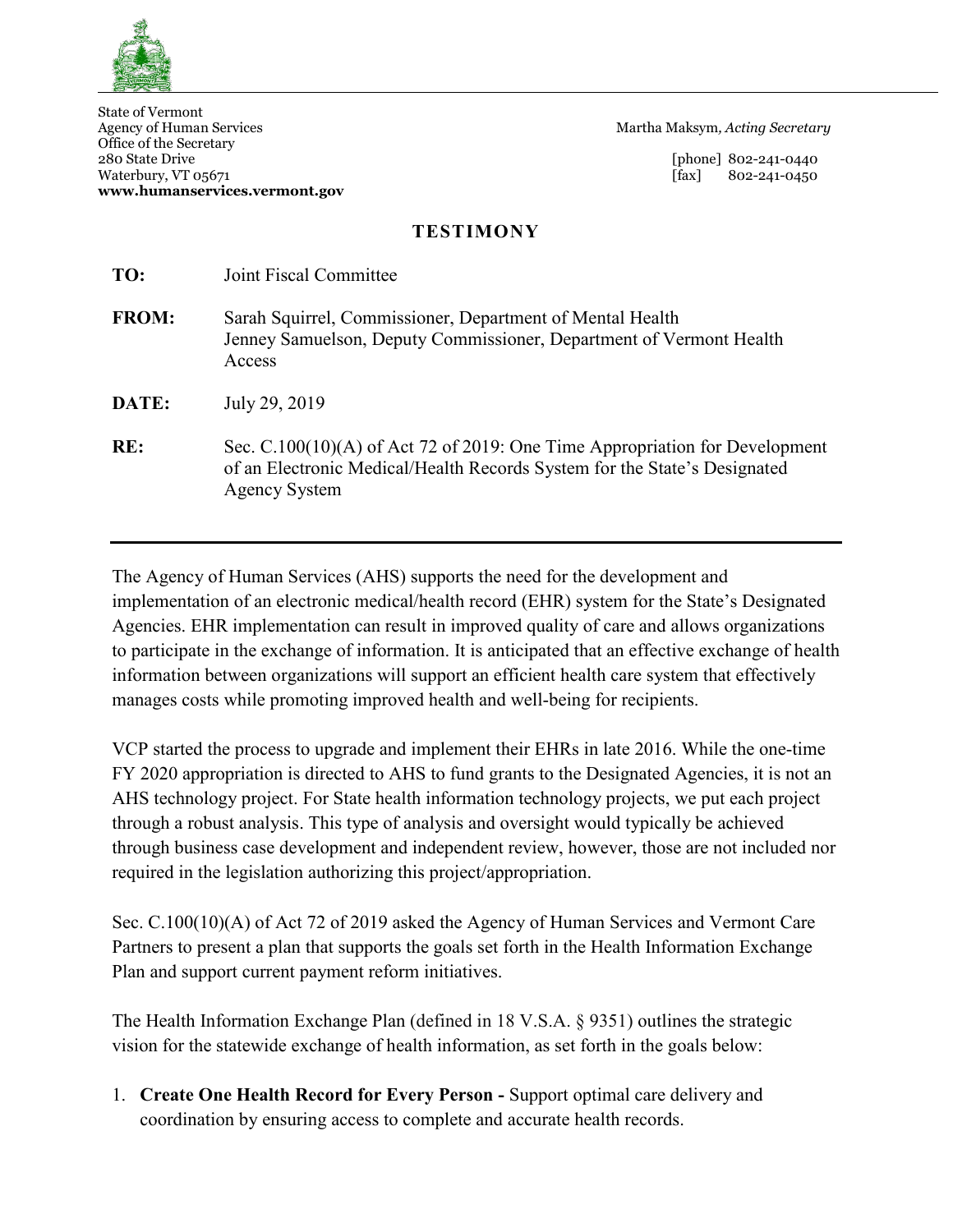State of Vermont
Agency of Human Services
Office of the Secretary
280 State Drive
Waterbury, VT 05671
**www.humanservices.vermont.gov**

Martha Maksym, *Acting Secretary*

[phone] 802-241-0440
[fax] 802-241-0450

## TESTIMONY

**TO:** Joint Fiscal Committee

**FROM:** Sarah Squirrel, Commissioner, Department of Mental Health
Jenney Samuelson, Deputy Commissioner, Department of Vermont Health Access

**DATE:** July 29, 2019

**RE:** Sec. C.100(10)(A) of Act 72 of 2019: One Time Appropriation for Development of an Electronic Medical/Health Records System for the State's Designated Agency System

---

The Agency of Human Services (AHS) supports the need for the development and implementation of an electronic medical/health record (EHR) system for the State's Designated Agencies. EHR implementation can result in improved quality of care and allows organizations to participate in the exchange of information. It is anticipated that an effective exchange of health information between organizations will support an efficient health care system that effectively manages costs while promoting improved health and well-being for recipients.

VCP started the process to upgrade and implement their EHRs in late 2016. While the one-time FY 2020 appropriation is directed to AHS to fund grants to the Designated Agencies, it is not an AHS technology project. For State health information technology projects, we put each project through a robust analysis. This type of analysis and oversight would typically be achieved through business case development and independent review, however, those are not included nor required in the legislation authorizing this project/appropriation.

Sec. C.100(10)(A) of Act 72 of 2019 asked the Agency of Human Services and Vermont Care Partners to present a plan that supports the goals set forth in the Health Information Exchange Plan and support current payment reform initiatives.

The Health Information Exchange Plan (defined in 18 V.S.A. § 9351) outlines the strategic vision for the statewide exchange of health information, as set forth in the goals below:

1. **Create One Health Record for Every Person -** Support optimal care delivery and coordination by ensuring access to complete and accurate health records.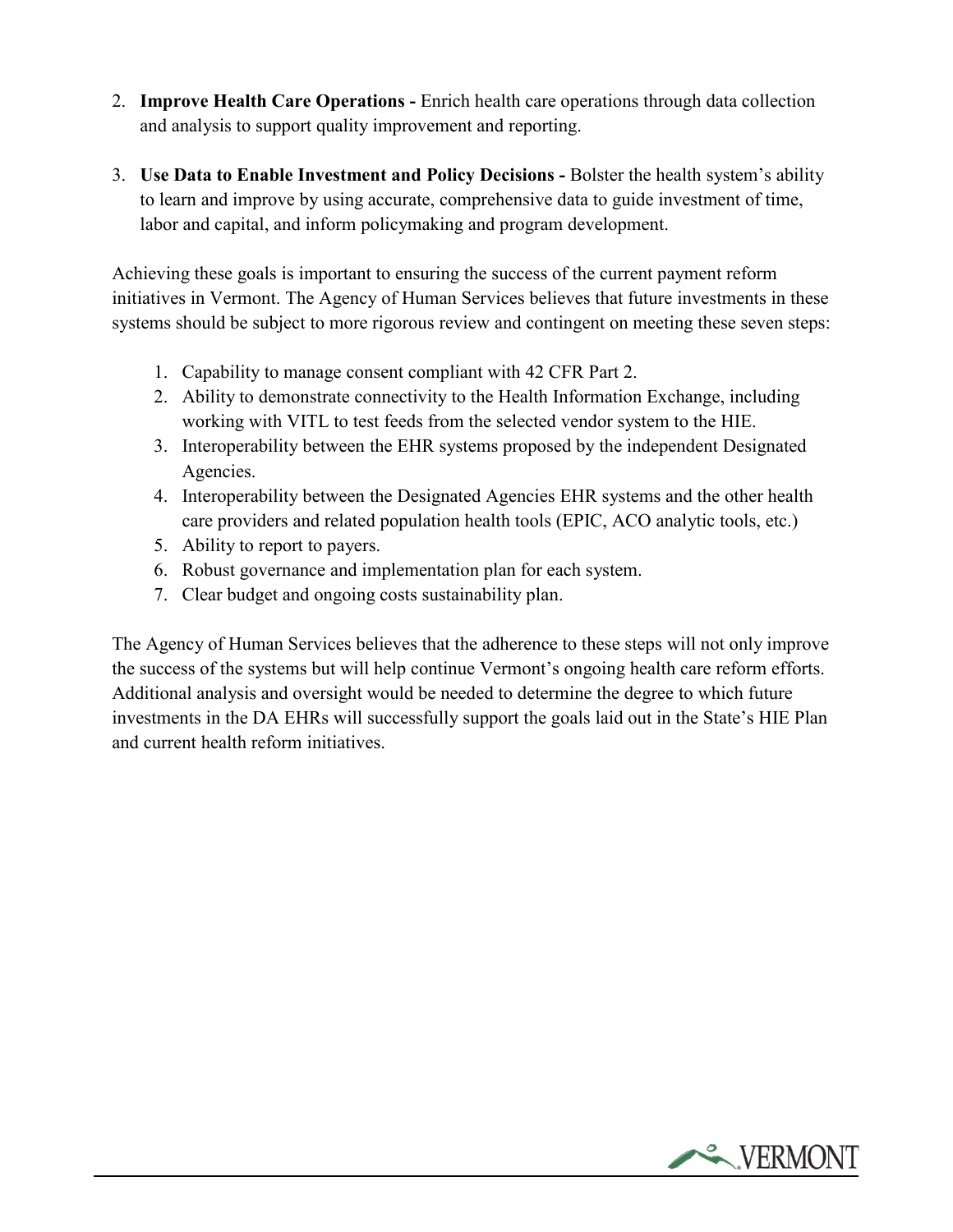2. **Improve Health Care Operations -** Enrich health care operations through data collection and analysis to support quality improvement and reporting.

3. **Use Data to Enable Investment and Policy Decisions -** Bolster the health system's ability to learn and improve by using accurate, comprehensive data to guide investment of time, labor and capital, and inform policymaking and program development.

Achieving these goals is important to ensuring the success of the current payment reform initiatives in Vermont. The Agency of Human Services believes that future investments in these systems should be subject to more rigorous review and contingent on meeting these seven steps:

1. Capability to manage consent compliant with 42 CFR Part 2.
2. Ability to demonstrate connectivity to the Health Information Exchange, including working with VITL to test feeds from the selected vendor system to the HIE.
3. Interoperability between the EHR systems proposed by the independent Designated Agencies.
4. Interoperability between the Designated Agencies EHR systems and the other health care providers and related population health tools (EPIC, ACO analytic tools, etc.)
5. Ability to report to payers.
6. Robust governance and implementation plan for each system.
7. Clear budget and ongoing costs sustainability plan.

The Agency of Human Services believes that the adherence to these steps will not only improve the success of the systems but will help continue Vermont's ongoing health care reform efforts. Additional analysis and oversight would be needed to determine the degree to which future investments in the DA EHRs will successfully support the goals laid out in the State's HIE Plan and current health reform initiatives.